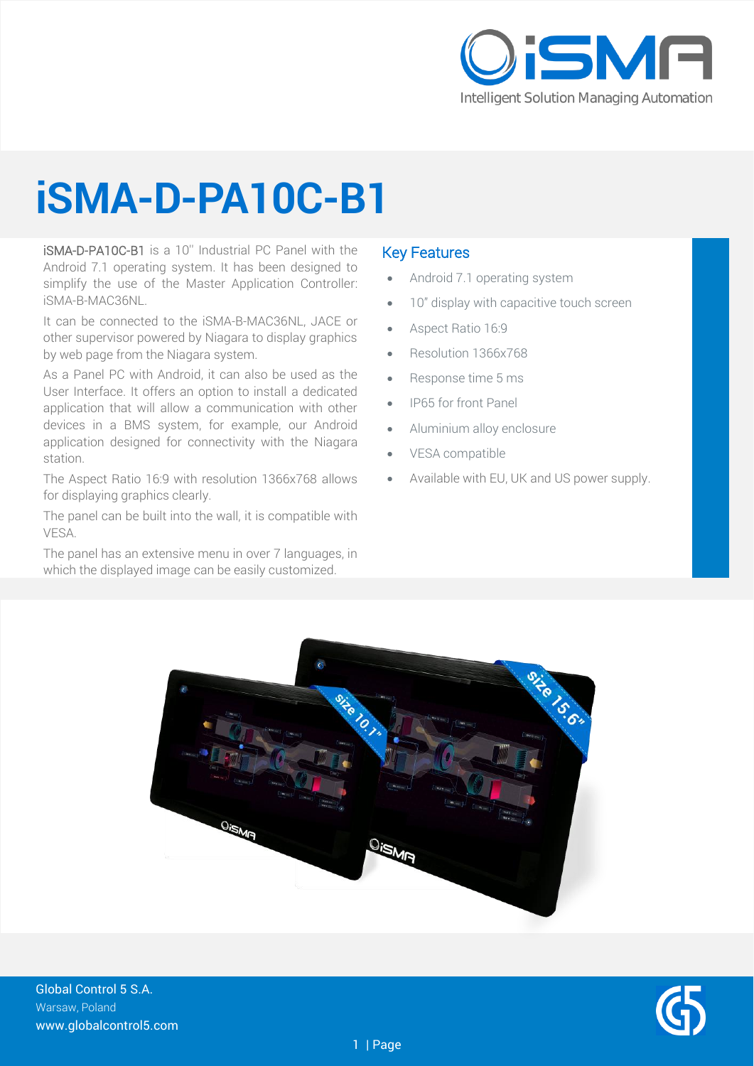# iSMA-D-PA10C-B1

iSMA-D-PA10C-B1 is a 10'' Industrial PC Panel with the Android 7.1 operating system. It has been designed to simplify the use of the Master Application Controller: iSMA-B-MAC36NL.

It can be connected to the iSMA-B-MAC36NL, JACE or other supervisor powered by Niagara to display graphics by web page from the Niagara system.

As a Panel PC with Android, it can also be used as the User Interface. It offers an option to install a dedicated application that will allow a communication with other devices in a BMS system, for example, our Android application designed for connectivity with the Niagara station.

The Aspect Ratio 16:9 with resolution 1366x768 allows for displaying graphics clearly.

The panel can be built into the wall, it is compatible with VESA.

The panel has an extensive menu in over 7 languages, in which the displayed image can be easily customized.

## Key Features

- Android 7.1 operating system
- 10" display with capacitive touch screen
- Aspect Ratio 16:9
- Resolution 1366x768
- Response time 5 ms
- IP65 for front Panel
- Aluminium alloy enclosure
- VESA compatible
- Available with EU, UK and US power supply.

Global Control 5 S.A.
Warsaw, Poland
www.globalcontrol5.com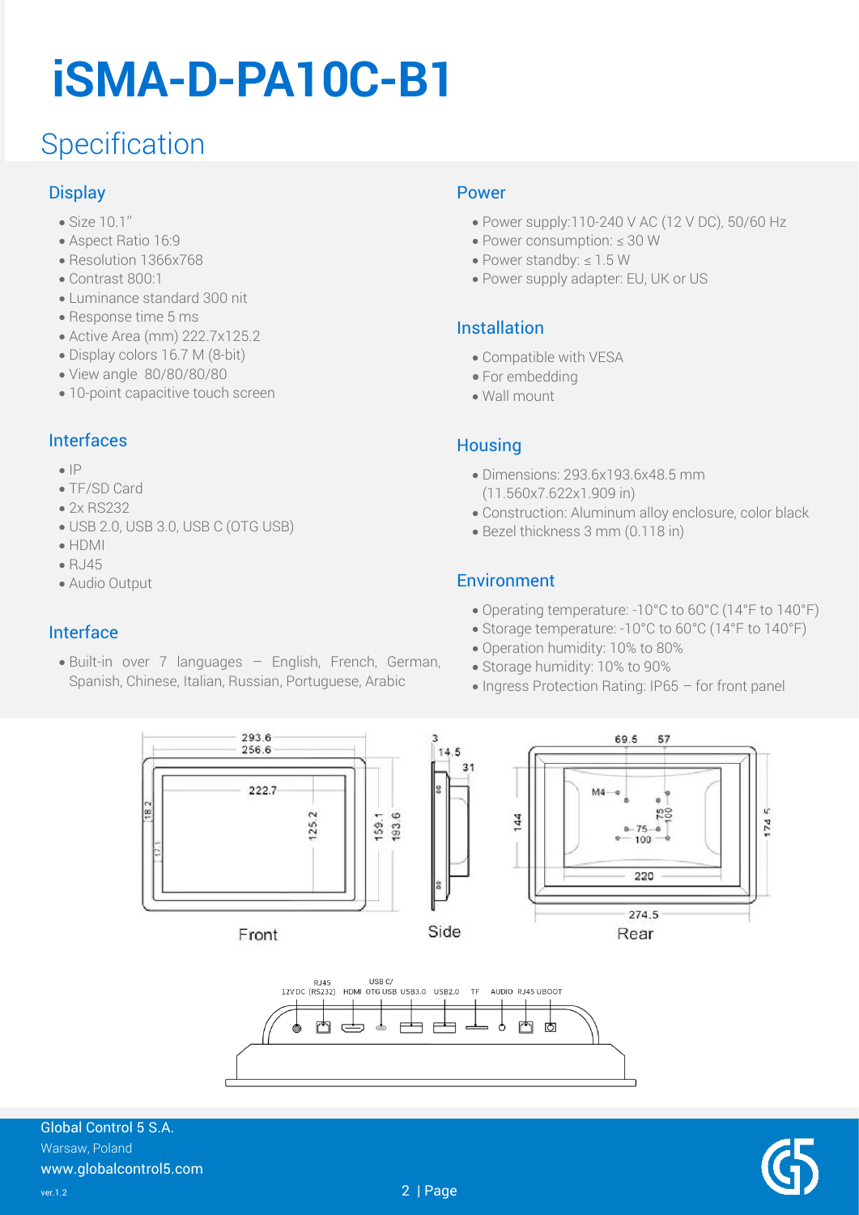# iSMA-D-PA10C-B1

## Specification

### Display

- Size 10.1”
- Aspect Ratio 16:9
- Resolution 1366x768
- Contrast 800:1
- Luminance standard 300 nit
- Response time 5 ms
- Active Area (mm) 222.7x125.2
- Display colors 16.7 M (8-bit)
- View angle 80/80/80/80
- 10-point capacitive touch screen

### Interfaces

- IP
- TF/SD Card
- 2x RS232
- USB 2.0, USB 3.0, USB C (OTG USB)
- HDMI
- RJ45
- Audio Output

### Interface

- Built-in over 7 languages – English, French, German, Spanish, Chinese, Italian, Russian, Portuguese, Arabic

### Power

- Power supply:110-240 V AC (12 V DC), 50/60 Hz
- Power consumption: ≤ 30 W
- Power standby: ≤ 1.5 W
- Power supply adapter: EU, UK or US

### Installation

- Compatible with VESA
- For embedding
- Wall mount

### Housing

- Dimensions: 293.6x193.6x48.5 mm (11.560x7.622x1.909 in)
- Construction: Aluminum alloy enclosure, color black
- Bezel thickness 3 mm (0.118 in)

### Environment

- Operating temperature: -10°C to 60°C (14°F to 140°F)
- Storage temperature: -10°C to 60°C (14°F to 140°F)
- Operation humidity: 10% to 80%
- Storage humidity: 10% to 90%
- Ingress Protection Rating: IP65 – for front panel

293.6
256.6
222.7
18.2
17.1
125.2
159.1
193.6
Front

3
14.5
31
Side

69.5
57
M4
75
100
75
100
144
174.5
220
274.5
Rear

12V DC
RJ45 (RS232)
HDMI
USB C/ OTG USB
USB3.0
USB2.0
TF
AUDIO
RJ45
UBOOT

Global Control 5 S.A.
Warsaw, Poland
www.globalcontrol5.com
ver.1.2